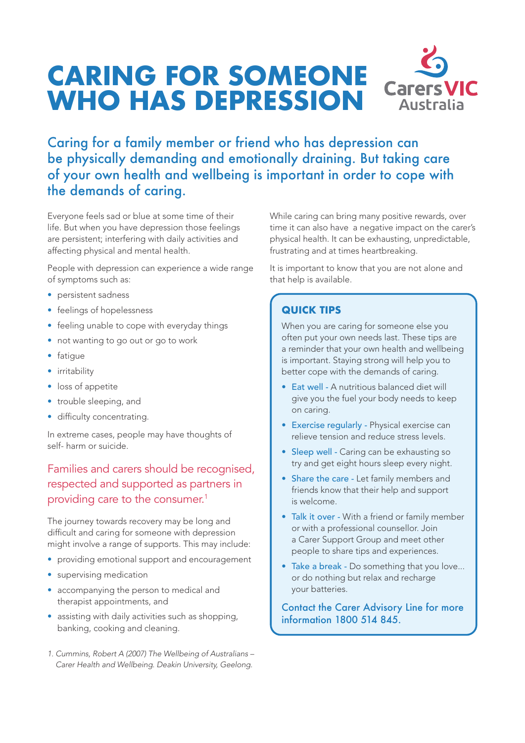# CARING FOR SOMEONE WHO HAS DEPRESSION

Carers VIC Australia

## Caring for a family member or friend who has depression can be physically demanding and emotionally draining. But taking care of your own health and wellbeing is important in order to cope with the demands of caring.

Everyone feels sad or blue at some time of their life. But when you have depression those feelings are persistent; interfering with daily activities and affecting physical and mental health.

People with depression can experience a wide range of symptoms such as:

- persistent sadness
- feelings of hopelessness
- feeling unable to cope with everyday things
- not wanting to go out or go to work
- fatigue
- irritability
- loss of appetite
- trouble sleeping, and
- difficulty concentrating.

In extreme cases, people may have thoughts of self- harm or suicide.

### Families and carers should be recognised, respected and supported as partners in providing care to the consumer.[1]

The journey towards recovery may be long and difficult and caring for someone with depression might involve a range of supports. This may include:

- providing emotional support and encouragement
- supervising medication
- accompanying the person to medical and therapist appointments, and
- assisting with daily activities such as shopping, banking, cooking and cleaning.

While caring can bring many positive rewards, over time it can also have a negative impact on the carer's physical health. It can be exhausting, unpredictable, frustrating and at times heartbreaking.

It is important to know that you are not alone and that help is available.

### QUICK TIPS

When you are caring for someone else you often put your own needs last. These tips are a reminder that your own health and wellbeing is important. Staying strong will help you to better cope with the demands of caring.

- **Eat well** - A nutritious balanced diet will give you the fuel your body needs to keep on caring.
- **Exercise regularly** - Physical exercise can relieve tension and reduce stress levels.
- **Sleep well** - Caring can be exhausting so try and get eight hours sleep every night.
- **Share the care** - Let family members and friends know that their help and support is welcome.
- **Talk it over** - With a friend or family member or with a professional counsellor. Join a Carer Support Group and meet other people to share tips and experiences.
- **Take a break** - Do something that you love... or do nothing but relax and recharge your batteries.

Contact the Carer Advisory Line for more information 1800 514 845.

*1. Cummins, Robert A (2007) The Wellbeing of Australians – Carer Health and Wellbeing. Deakin University, Geelong.*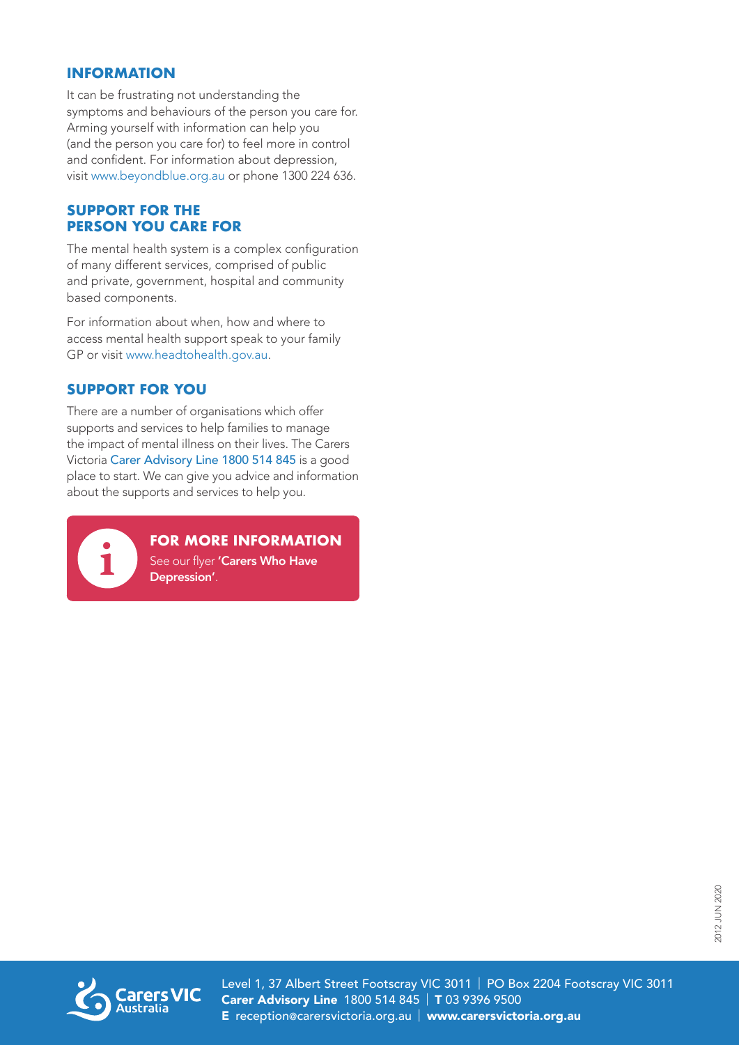## INFORMATION

It can be frustrating not understanding the symptoms and behaviours of the person you care for. Arming yourself with information can help you (and the person you care for) to feel more in control and confident. For information about depression, visit www.beyondblue.org.au or phone 1300 224 636.

## SUPPORT FOR THE PERSON YOU CARE FOR

The mental health system is a complex configuration of many different services, comprised of public and private, government, hospital and community based components.

For information about when, how and where to access mental health support speak to your family GP or visit www.headtohealth.gov.au.

## SUPPORT FOR YOU

There are a number of organisations which offer supports and services to help families to manage the impact of mental illness on their lives. The Carers Victoria Carer Advisory Line 1800 514 845 is a good place to start. We can give you advice and information about the supports and services to help you.

**FOR MORE INFORMATION**

See our flyer **'Carers Who Have Depression'**.

2012 JUN 2020

Carers VIC Australia

Level 1, 37 Albert Street Footscray VIC 3011 | PO Box 2204 Footscray VIC 3011
**Carer Advisory Line** 1800 514 845 | **T** 03 9396 9500
**E** reception@carersvictoria.org.au | **www.carersvictoria.org.au**